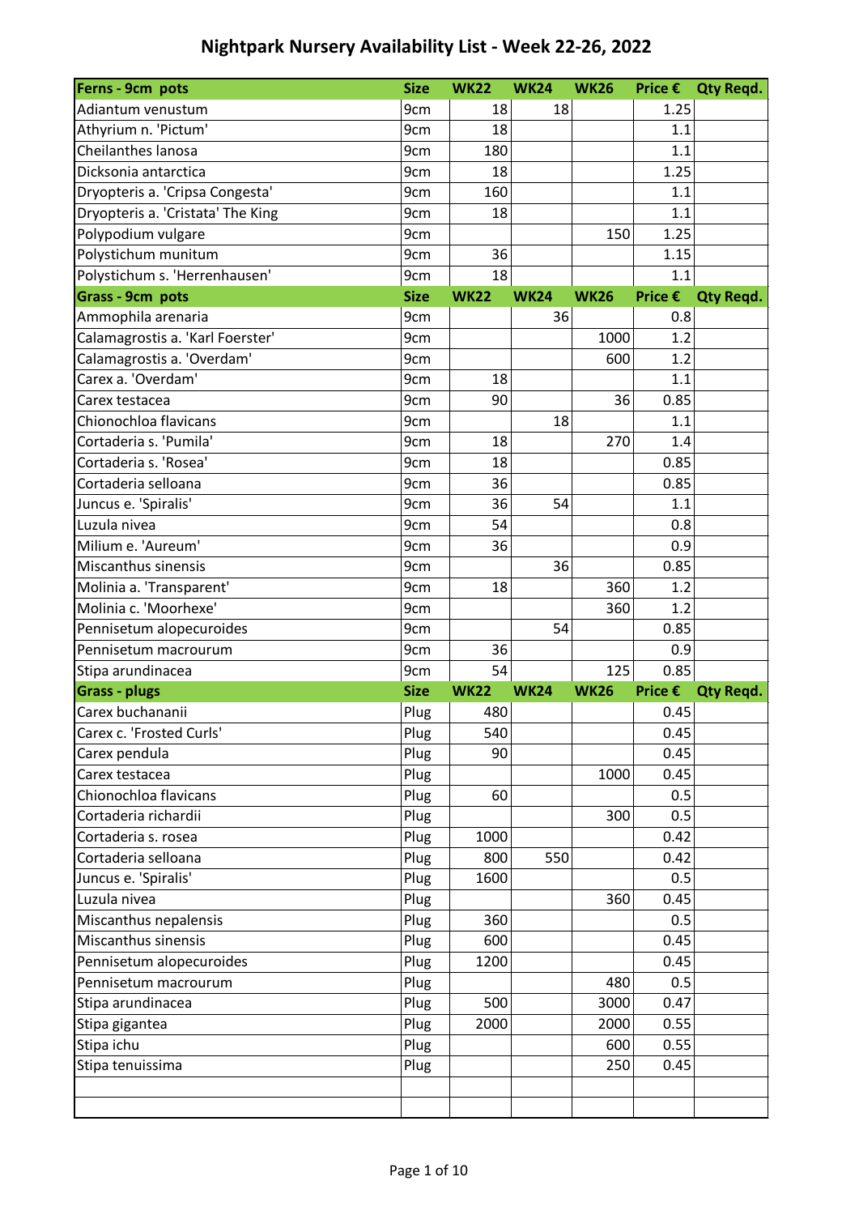# Nightpark Nursery Availability List - Week 22-26, 2022

| Ferns - 9cm pots | Size | WK22 | WK24 | WK26 | Price € | Qty Reqd. |
|---|---|---|---|---|---|---|
| Adiantum venustum | 9cm | 18 | 18 | | 1.25 | |
| Athyrium n. 'Pictum' | 9cm | 18 | | | 1.1 | |
| Cheilanthes lanosa | 9cm | 180 | | | 1.1 | |
| Dicksonia antarctica | 9cm | 18 | | | 1.25 | |
| Dryopteris a. 'Cripsa Congesta' | 9cm | 160 | | | 1.1 | |
| Dryopteris a. 'Cristata' The King | 9cm | 18 | | | 1.1 | |
| Polypodium vulgare | 9cm | | | 150 | 1.25 | |
| Polystichum munitum | 9cm | 36 | | | 1.15 | |
| Polystichum s. 'Herrenhausen' | 9cm | 18 | | | 1.1 | |
| **Grass - 9cm pots** | **Size** | **WK22** | **WK24** | **WK26** | **Price €** | **Qty Reqd.** |
| Ammophila arenaria | 9cm | | 36 | | 0.8 | |
| Calamagrostis a. 'Karl Foerster' | 9cm | | | 1000 | 1.2 | |
| Calamagrostis a. 'Overdam' | 9cm | | | 600 | 1.2 | |
| Carex a. 'Overdam' | 9cm | 18 | | | 1.1 | |
| Carex testacea | 9cm | 90 | | 36 | 0.85 | |
| Chionochloa flavicans | 9cm | | 18 | | 1.1 | |
| Cortaderia s. 'Pumila' | 9cm | 18 | | 270 | 1.4 | |
| Cortaderia s. 'Rosea' | 9cm | 18 | | | 0.85 | |
| Cortaderia selloana | 9cm | 36 | | | 0.85 | |
| Juncus e. 'Spiralis' | 9cm | 36 | 54 | | 1.1 | |
| Luzula nivea | 9cm | 54 | | | 0.8 | |
| Milium e. 'Aureum' | 9cm | 36 | | | 0.9 | |
| Miscanthus sinensis | 9cm | | 36 | | 0.85 | |
| Molinia a. 'Transparent' | 9cm | 18 | | 360 | 1.2 | |
| Molinia c. 'Moorhexe' | 9cm | | | 360 | 1.2 | |
| Pennisetum alopecuroides | 9cm | | 54 | | 0.85 | |
| Pennisetum macrourum | 9cm | 36 | | | 0.9 | |
| Stipa arundinacea | 9cm | 54 | | 125 | 0.85 | |
| **Grass - plugs** | **Size** | **WK22** | **WK24** | **WK26** | **Price €** | **Qty Reqd.** |
| Carex buchananii | Plug | 480 | | | 0.45 | |
| Carex c. 'Frosted Curls' | Plug | 540 | | | 0.45 | |
| Carex pendula | Plug | 90 | | | 0.45 | |
| Carex testacea | Plug | | | 1000 | 0.45 | |
| Chionochloa flavicans | Plug | 60 | | | 0.5 | |
| Cortaderia richardii | Plug | | | 300 | 0.5 | |
| Cortaderia s. rosea | Plug | 1000 | | | 0.42 | |
| Cortaderia selloana | Plug | 800 | 550 | | 0.42 | |
| Juncus e. 'Spiralis' | Plug | 1600 | | | 0.5 | |
| Luzula nivea | Plug | | | 360 | 0.45 | |
| Miscanthus nepalensis | Plug | 360 | | | 0.5 | |
| Miscanthus sinensis | Plug | 600 | | | 0.45 | |
| Pennisetum alopecuroides | Plug | 1200 | | | 0.45 | |
| Pennisetum macrourum | Plug | | | 480 | 0.5 | |
| Stipa arundinacea | Plug | 500 | | 3000 | 0.47 | |
| Stipa gigantea | Plug | 2000 | | 2000 | 0.55 | |
| Stipa ichu | Plug | | | 600 | 0.55 | |
| Stipa tenuissima | Plug | | | 250 | 0.45 | |
| | | | | | | |
| | | | | | | |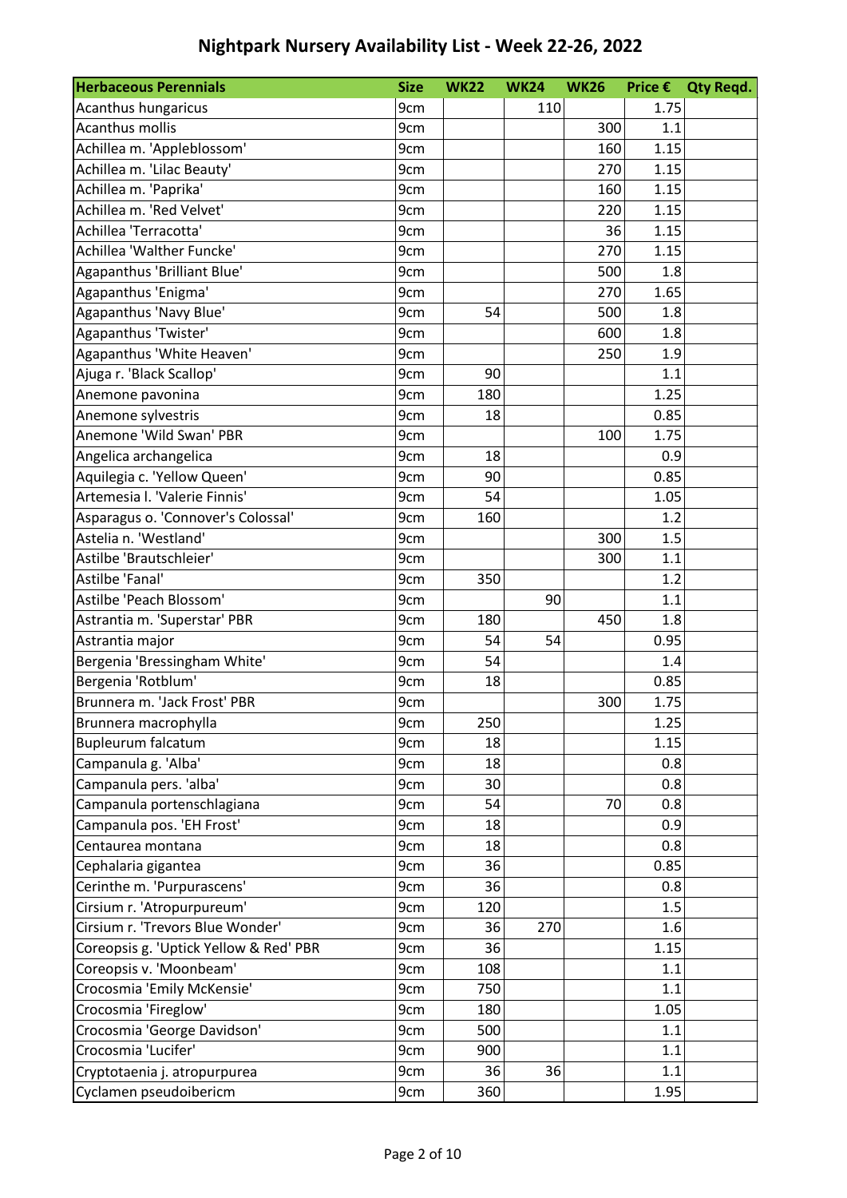# Nightpark Nursery Availability List - Week 22-26, 2022

| Herbaceous Perennials | Size | WK22 | WK24 | WK26 | Price € | Qty Reqd. |
|---|---|---|---|---|---|---|
| Acanthus hungaricus | 9cm | | 110 | | 1.75 | |
| Acanthus mollis | 9cm | | | 300 | 1.1 | |
| Achillea m. 'Appleblossom' | 9cm | | | 160 | 1.15 | |
| Achillea m. 'Lilac Beauty' | 9cm | | | 270 | 1.15 | |
| Achillea m. 'Paprika' | 9cm | | | 160 | 1.15 | |
| Achillea m. 'Red Velvet' | 9cm | | | 220 | 1.15 | |
| Achillea 'Terracotta' | 9cm | | | 36 | 1.15 | |
| Achillea 'Walther Funcke' | 9cm | | | 270 | 1.15 | |
| Agapanthus 'Brilliant Blue' | 9cm | | | 500 | 1.8 | |
| Agapanthus 'Enigma' | 9cm | | | 270 | 1.65 | |
| Agapanthus 'Navy Blue' | 9cm | 54 | | 500 | 1.8 | |
| Agapanthus 'Twister' | 9cm | | | 600 | 1.8 | |
| Agapanthus 'White Heaven' | 9cm | | | 250 | 1.9 | |
| Ajuga r. 'Black Scallop' | 9cm | 90 | | | 1.1 | |
| Anemone pavonina | 9cm | 180 | | | 1.25 | |
| Anemone sylvestris | 9cm | 18 | | | 0.85 | |
| Anemone 'Wild Swan' PBR | 9cm | | | 100 | 1.75 | |
| Angelica archangelica | 9cm | 18 | | | 0.9 | |
| Aquilegia c. 'Yellow Queen' | 9cm | 90 | | | 0.85 | |
| Artemesia l. 'Valerie Finnis' | 9cm | 54 | | | 1.05 | |
| Asparagus o. 'Connover's Colossal' | 9cm | 160 | | | 1.2 | |
| Astelia n. 'Westland' | 9cm | | | 300 | 1.5 | |
| Astilbe 'Brautschleier' | 9cm | | | 300 | 1.1 | |
| Astilbe 'Fanal' | 9cm | 350 | | | 1.2 | |
| Astilbe 'Peach Blossom' | 9cm | | 90 | | 1.1 | |
| Astrantia m. 'Superstar' PBR | 9cm | 180 | | 450 | 1.8 | |
| Astrantia major | 9cm | 54 | 54 | | 0.95 | |
| Bergenia 'Bressingham White' | 9cm | 54 | | | 1.4 | |
| Bergenia 'Rotblum' | 9cm | 18 | | | 0.85 | |
| Brunnera m. 'Jack Frost' PBR | 9cm | | | 300 | 1.75 | |
| Brunnera macrophylla | 9cm | 250 | | | 1.25 | |
| Bupleurum falcatum | 9cm | 18 | | | 1.15 | |
| Campanula g. 'Alba' | 9cm | 18 | | | 0.8 | |
| Campanula pers. 'alba' | 9cm | 30 | | | 0.8 | |
| Campanula portenschlagiana | 9cm | 54 | | 70 | 0.8 | |
| Campanula pos. 'EH Frost' | 9cm | 18 | | | 0.9 | |
| Centaurea montana | 9cm | 18 | | | 0.8 | |
| Cephalaria gigantea | 9cm | 36 | | | 0.85 | |
| Cerinthe m. 'Purpurascens' | 9cm | 36 | | | 0.8 | |
| Cirsium r. 'Atropurpureum' | 9cm | 120 | | | 1.5 | |
| Cirsium r. 'Trevors Blue Wonder' | 9cm | 36 | 270 | | 1.6 | |
| Coreopsis g. 'Uptick Yellow & Red' PBR | 9cm | 36 | | | 1.15 | |
| Coreopsis v. 'Moonbeam' | 9cm | 108 | | | 1.1 | |
| Crocosmia 'Emily McKensie' | 9cm | 750 | | | 1.1 | |
| Crocosmia 'Fireglow' | 9cm | 180 | | | 1.05 | |
| Crocosmia 'George Davidson' | 9cm | 500 | | | 1.1 | |
| Crocosmia 'Lucifer' | 9cm | 900 | | | 1.1 | |
| Cryptotaenia j. atropurpurea | 9cm | 36 | 36 | | 1.1 | |
| Cyclamen pseudoibericm | 9cm | 360 | | | 1.95 | |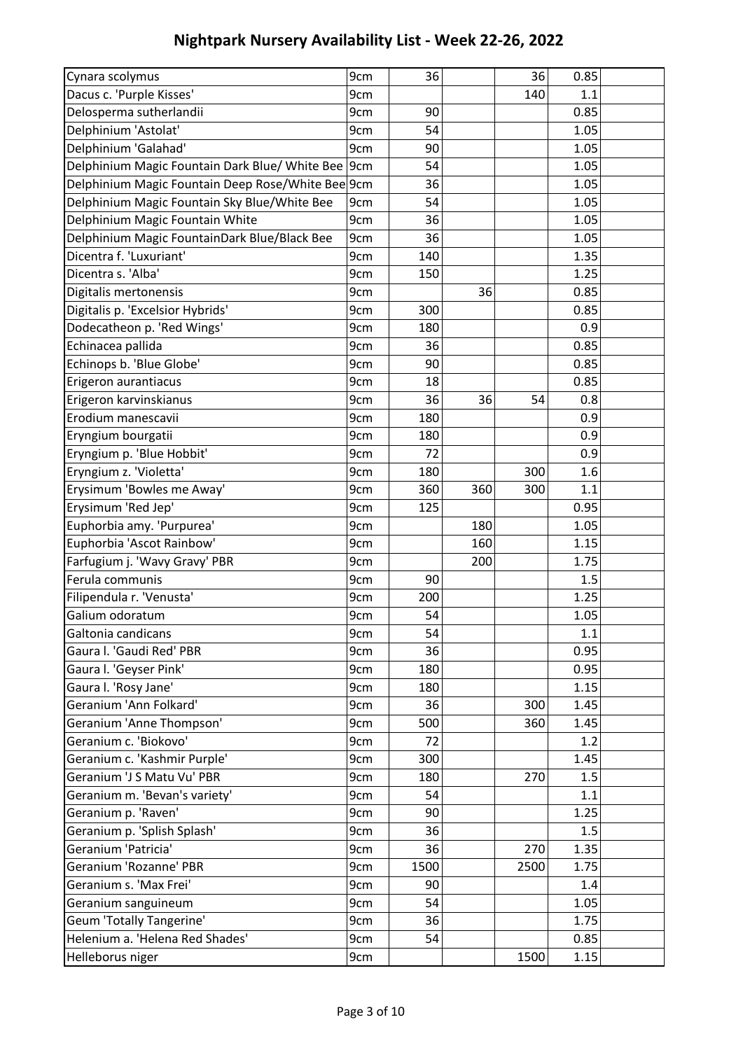| | | | | | | |
|---|---|---|---|---|---|---|
| Cynara scolymus | 9cm | 36 | | 36 | 0.85 | |
| Dacus c. 'Purple Kisses' | 9cm | | | 140 | 1.1 | |
| Delosperma sutherlandii | 9cm | 90 | | | 0.85 | |
| Delphinium 'Astolat' | 9cm | 54 | | | 1.05 | |
| Delphinium 'Galahad' | 9cm | 90 | | | 1.05 | |
| Delphinium Magic Fountain Dark Blue/ White Bee | 9cm | 54 | | | 1.05 | |
| Delphinium Magic Fountain Deep Rose/White Bee | 9cm | 36 | | | 1.05 | |
| Delphinium Magic Fountain Sky Blue/White Bee | 9cm | 54 | | | 1.05 | |
| Delphinium Magic Fountain White | 9cm | 36 | | | 1.05 | |
| Delphinium Magic FountainDark Blue/Black Bee | 9cm | 36 | | | 1.05 | |
| Dicentra f. 'Luxuriant' | 9cm | 140 | | | 1.35 | |
| Dicentra s. 'Alba' | 9cm | 150 | | | 1.25 | |
| Digitalis mertonensis | 9cm | | 36 | | 0.85 | |
| Digitalis p. 'Excelsior Hybrids' | 9cm | 300 | | | 0.85 | |
| Dodecatheon p. 'Red Wings' | 9cm | 180 | | | 0.9 | |
| Echinacea pallida | 9cm | 36 | | | 0.85 | |
| Echinops b. 'Blue Globe' | 9cm | 90 | | | 0.85 | |
| Erigeron aurantiacus | 9cm | 18 | | | 0.85 | |
| Erigeron karvinskianus | 9cm | 36 | 36 | 54 | 0.8 | |
| Erodium manescavii | 9cm | 180 | | | 0.9 | |
| Eryngium bourgatii | 9cm | 180 | | | 0.9 | |
| Eryngium p. 'Blue Hobbit' | 9cm | 72 | | | 0.9 | |
| Eryngium z. 'Violetta' | 9cm | 180 | | 300 | 1.6 | |
| Erysimum 'Bowles me Away' | 9cm | 360 | 360 | 300 | 1.1 | |
| Erysimum 'Red Jep' | 9cm | 125 | | | 0.95 | |
| Euphorbia amy. 'Purpurea' | 9cm | | 180 | | 1.05 | |
| Euphorbia 'Ascot Rainbow' | 9cm | | 160 | | 1.15 | |
| Farfugium j. 'Wavy Gravy' PBR | 9cm | | 200 | | 1.75 | |
| Ferula communis | 9cm | 90 | | | 1.5 | |
| Filipendula r. 'Venusta' | 9cm | 200 | | | 1.25 | |
| Galium odoratum | 9cm | 54 | | | 1.05 | |
| Galtonia candicans | 9cm | 54 | | | 1.1 | |
| Gaura l. 'Gaudi Red' PBR | 9cm | 36 | | | 0.95 | |
| Gaura l. 'Geyser Pink' | 9cm | 180 | | | 0.95 | |
| Gaura l. 'Rosy Jane' | 9cm | 180 | | | 1.15 | |
| Geranium 'Ann Folkard' | 9cm | 36 | | 300 | 1.45 | |
| Geranium 'Anne Thompson' | 9cm | 500 | | 360 | 1.45 | |
| Geranium c. 'Biokovo' | 9cm | 72 | | | 1.2 | |
| Geranium c. 'Kashmir Purple' | 9cm | 300 | | | 1.45 | |
| Geranium 'J S Matu Vu' PBR | 9cm | 180 | | 270 | 1.5 | |
| Geranium m. 'Bevan's variety' | 9cm | 54 | | | 1.1 | |
| Geranium p. 'Raven' | 9cm | 90 | | | 1.25 | |
| Geranium p. 'Splish Splash' | 9cm | 36 | | | 1.5 | |
| Geranium 'Patricia' | 9cm | 36 | | 270 | 1.35 | |
| Geranium 'Rozanne' PBR | 9cm | 1500 | | 2500 | 1.75 | |
| Geranium s. 'Max Frei' | 9cm | 90 | | | 1.4 | |
| Geranium sanguineum | 9cm | 54 | | | 1.05 | |
| Geum 'Totally Tangerine' | 9cm | 36 | | | 1.75 | |
| Helenium a. 'Helena Red Shades' | 9cm | 54 | | | 0.85 | |
| Helleborus niger | 9cm | | | 1500 | 1.15 | |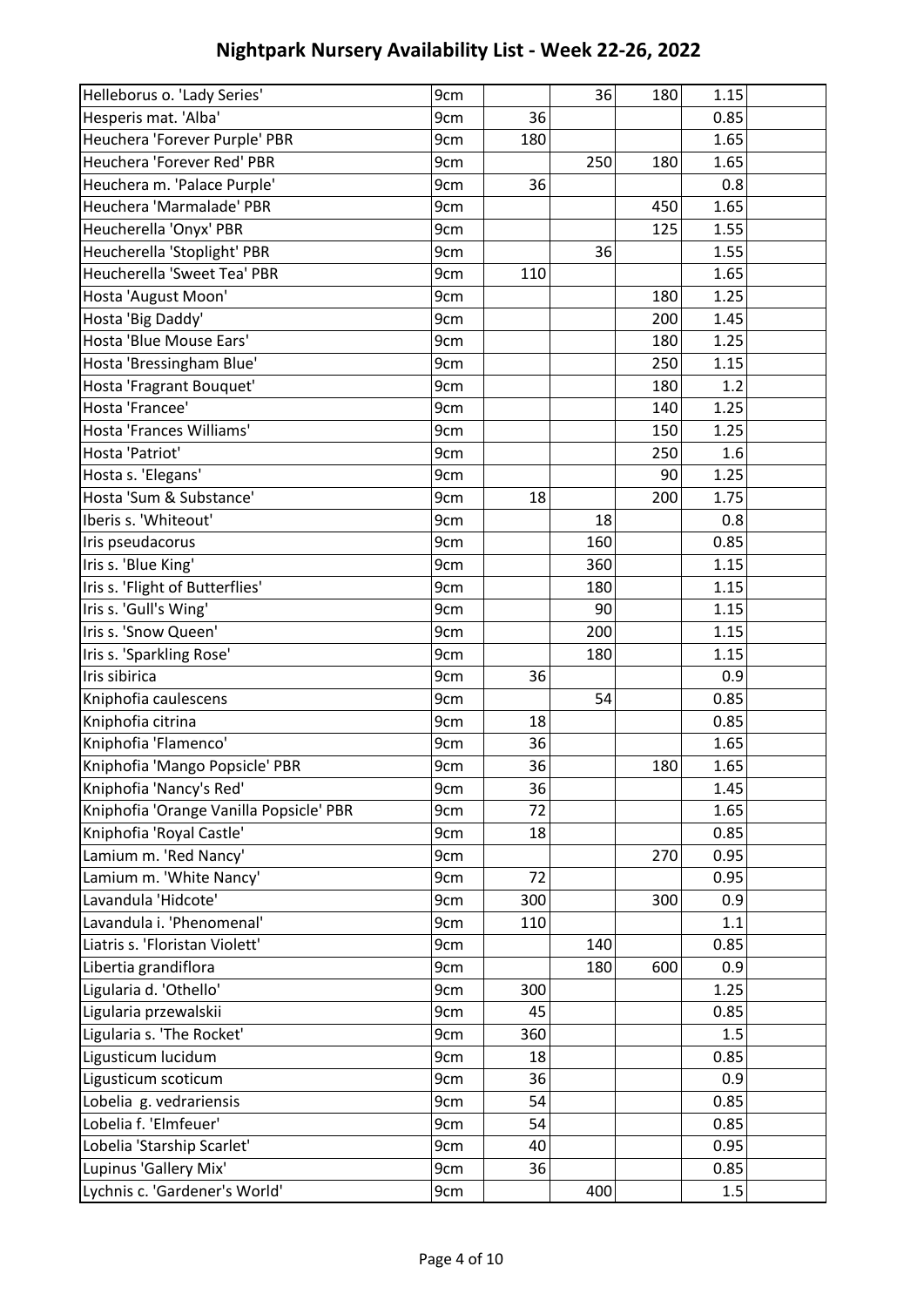# Nightpark Nursery Availability List - Week 22-26, 2022

| | | | | | | |
|---|---|---|---|---|---|---|
| Helleborus o. 'Lady Series' | 9cm | | 36 | 180 | 1.15 | |
| Hesperis mat. 'Alba' | 9cm | 36 | | | 0.85 | |
| Heuchera 'Forever Purple' PBR | 9cm | 180 | | | 1.65 | |
| Heuchera 'Forever Red' PBR | 9cm | | 250 | 180 | 1.65 | |
| Heuchera m. 'Palace Purple' | 9cm | 36 | | | 0.8 | |
| Heuchera 'Marmalade' PBR | 9cm | | | 450 | 1.65 | |
| Heucherella 'Onyx' PBR | 9cm | | | 125 | 1.55 | |
| Heucherella 'Stoplight' PBR | 9cm | | 36 | | 1.55 | |
| Heucherella 'Sweet Tea' PBR | 9cm | 110 | | | 1.65 | |
| Hosta 'August Moon' | 9cm | | | 180 | 1.25 | |
| Hosta 'Big Daddy' | 9cm | | | 200 | 1.45 | |
| Hosta 'Blue Mouse Ears' | 9cm | | | 180 | 1.25 | |
| Hosta 'Bressingham Blue' | 9cm | | | 250 | 1.15 | |
| Hosta 'Fragrant Bouquet' | 9cm | | | 180 | 1.2 | |
| Hosta 'Francee' | 9cm | | | 140 | 1.25 | |
| Hosta 'Frances Williams' | 9cm | | | 150 | 1.25 | |
| Hosta 'Patriot' | 9cm | | | 250 | 1.6 | |
| Hosta s. 'Elegans' | 9cm | | | 90 | 1.25 | |
| Hosta 'Sum & Substance' | 9cm | 18 | | 200 | 1.75 | |
| Iberis s. 'Whiteout' | 9cm | | 18 | | 0.8 | |
| Iris pseudacorus | 9cm | | 160 | | 0.85 | |
| Iris s. 'Blue King' | 9cm | | 360 | | 1.15 | |
| Iris s. 'Flight of Butterflies' | 9cm | | 180 | | 1.15 | |
| Iris s. 'Gull's Wing' | 9cm | | 90 | | 1.15 | |
| Iris s. 'Snow Queen' | 9cm | | 200 | | 1.15 | |
| Iris s. 'Sparkling Rose' | 9cm | | 180 | | 1.15 | |
| Iris sibirica | 9cm | 36 | | | 0.9 | |
| Kniphofia caulescens | 9cm | | 54 | | 0.85 | |
| Kniphofia citrina | 9cm | 18 | | | 0.85 | |
| Kniphofia 'Flamenco' | 9cm | 36 | | | 1.65 | |
| Kniphofia 'Mango Popsicle' PBR | 9cm | 36 | | 180 | 1.65 | |
| Kniphofia 'Nancy's Red' | 9cm | 36 | | | 1.45 | |
| Kniphofia 'Orange Vanilla Popsicle' PBR | 9cm | 72 | | | 1.65 | |
| Kniphofia 'Royal Castle' | 9cm | 18 | | | 0.85 | |
| Lamium m. 'Red Nancy' | 9cm | | | 270 | 0.95 | |
| Lamium m. 'White Nancy' | 9cm | 72 | | | 0.95 | |
| Lavandula 'Hidcote' | 9cm | 300 | | 300 | 0.9 | |
| Lavandula i. 'Phenomenal' | 9cm | 110 | | | 1.1 | |
| Liatris s. 'Floristan Violett' | 9cm | | 140 | | 0.85 | |
| Libertia grandiflora | 9cm | | 180 | 600 | 0.9 | |
| Ligularia d. 'Othello' | 9cm | 300 | | | 1.25 | |
| Ligularia przewalskii | 9cm | 45 | | | 0.85 | |
| Ligularia s. 'The Rocket' | 9cm | 360 | | | 1.5 | |
| Ligusticum lucidum | 9cm | 18 | | | 0.85 | |
| Ligusticum scoticum | 9cm | 36 | | | 0.9 | |
| Lobelia g. vedrariensis | 9cm | 54 | | | 0.85 | |
| Lobelia f. 'Elmfeuer' | 9cm | 54 | | | 0.85 | |
| Lobelia 'Starship Scarlet' | 9cm | 40 | | | 0.95 | |
| Lupinus 'Gallery Mix' | 9cm | 36 | | | 0.85 | |
| Lychnis c. 'Gardener's World' | 9cm | | 400 | | 1.5 | |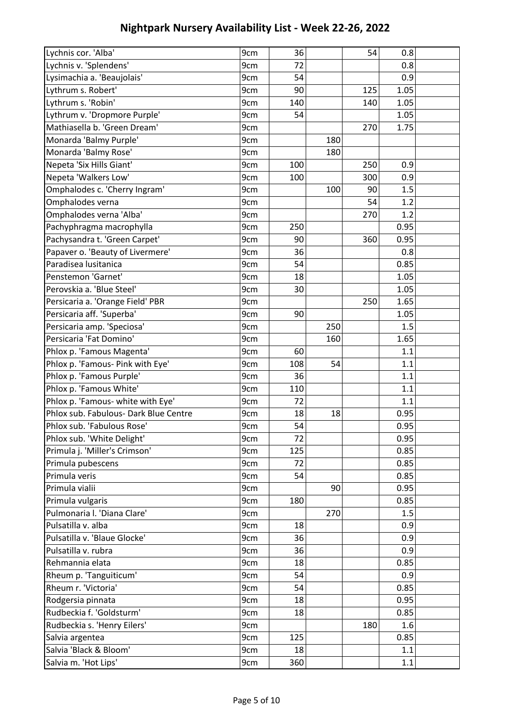# Nightpark Nursery Availability List - Week 22-26, 2022

| | | | | | | |
|---|---|---|---|---|---|---|
| Lychnis cor. 'Alba' | 9cm | 36 | | 54 | 0.8 | |
| Lychnis v. 'Splendens' | 9cm | 72 | | | 0.8 | |
| Lysimachia a. 'Beaujolais' | 9cm | 54 | | | 0.9 | |
| Lythrum s. Robert' | 9cm | 90 | | 125 | 1.05 | |
| Lythrum s. 'Robin' | 9cm | 140 | | 140 | 1.05 | |
| Lythrum v. 'Dropmore Purple' | 9cm | 54 | | | 1.05 | |
| Mathiasella b. 'Green Dream' | 9cm | | | 270 | 1.75 | |
| Monarda 'Balmy Purple' | 9cm | | 180 | | | |
| Monarda 'Balmy Rose' | 9cm | | 180 | | | |
| Nepeta 'Six Hills Giant' | 9cm | 100 | | 250 | 0.9 | |
| Nepeta 'Walkers Low' | 9cm | 100 | | 300 | 0.9 | |
| Omphalodes c. 'Cherry Ingram' | 9cm | | 100 | 90 | 1.5 | |
| Omphalodes verna | 9cm | | | 54 | 1.2 | |
| Omphalodes verna 'Alba' | 9cm | | | 270 | 1.2 | |
| Pachyphragma macrophylla | 9cm | 250 | | | 0.95 | |
| Pachysandra t. 'Green Carpet' | 9cm | 90 | | 360 | 0.95 | |
| Papaver o. 'Beauty of Livermere' | 9cm | 36 | | | 0.8 | |
| Paradisea lusitanica | 9cm | 54 | | | 0.85 | |
| Penstemon 'Garnet' | 9cm | 18 | | | 1.05 | |
| Perovskia a. 'Blue Steel' | 9cm | 30 | | | 1.05 | |
| Persicaria a. 'Orange Field' PBR | 9cm | | | 250 | 1.65 | |
| Persicaria aff. 'Superba' | 9cm | 90 | | | 1.05 | |
| Persicaria amp. 'Speciosa' | 9cm | | 250 | | 1.5 | |
| Persicaria 'Fat Domino' | 9cm | | 160 | | 1.65 | |
| Phlox p. 'Famous Magenta' | 9cm | 60 | | | 1.1 | |
| Phlox p. 'Famous- Pink with Eye' | 9cm | 108 | 54 | | 1.1 | |
| Phlox p. 'Famous Purple' | 9cm | 36 | | | 1.1 | |
| Phlox p. 'Famous White' | 9cm | 110 | | | 1.1 | |
| Phlox p. 'Famous- white with Eye' | 9cm | 72 | | | 1.1 | |
| Phlox sub. Fabulous- Dark Blue Centre | 9cm | 18 | 18 | | 0.95 | |
| Phlox sub. 'Fabulous Rose' | 9cm | 54 | | | 0.95 | |
| Phlox sub. 'White Delight' | 9cm | 72 | | | 0.95 | |
| Primula j. 'Miller's Crimson' | 9cm | 125 | | | 0.85 | |
| Primula pubescens | 9cm | 72 | | | 0.85 | |
| Primula veris | 9cm | 54 | | | 0.85 | |
| Primula vialii | 9cm | | 90 | | 0.95 | |
| Primula vulgaris | 9cm | 180 | | | 0.85 | |
| Pulmonaria l. 'Diana Clare' | 9cm | | 270 | | 1.5 | |
| Pulsatilla v. alba | 9cm | 18 | | | 0.9 | |
| Pulsatilla v. 'Blaue Glocke' | 9cm | 36 | | | 0.9 | |
| Pulsatilla v. rubra | 9cm | 36 | | | 0.9 | |
| Rehmannia elata | 9cm | 18 | | | 0.85 | |
| Rheum p. 'Tanguiticum' | 9cm | 54 | | | 0.9 | |
| Rheum r. 'Victoria' | 9cm | 54 | | | 0.85 | |
| Rodgersia pinnata | 9cm | 18 | | | 0.95 | |
| Rudbeckia f. 'Goldsturm' | 9cm | 18 | | | 0.85 | |
| Rudbeckia s. 'Henry Eilers' | 9cm | | | 180 | 1.6 | |
| Salvia argentea | 9cm | 125 | | | 0.85 | |
| Salvia 'Black & Bloom' | 9cm | 18 | | | 1.1 | |
| Salvia m. 'Hot Lips' | 9cm | 360 | | | 1.1 | |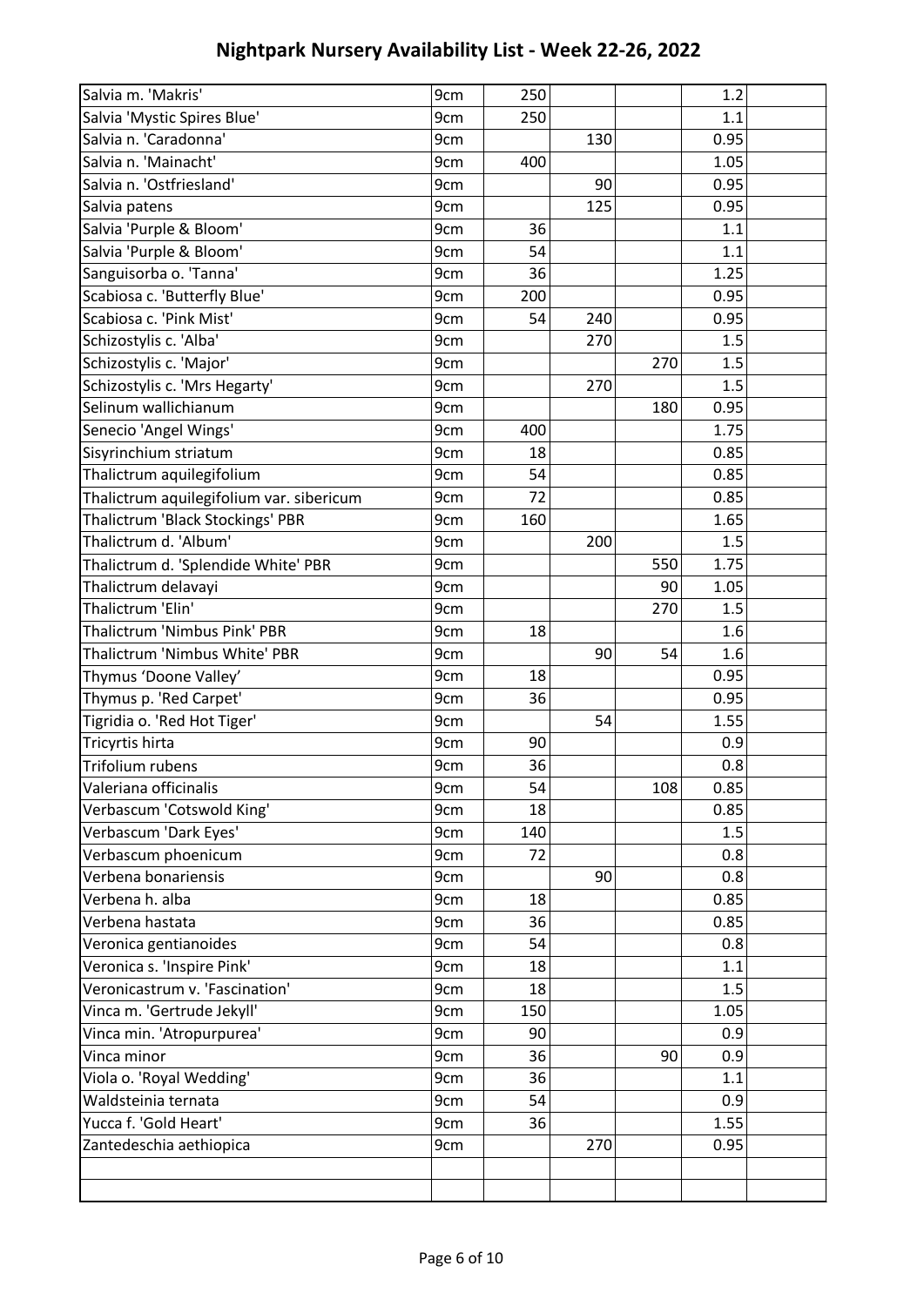# Nightpark Nursery Availability List - Week 22-26, 2022

| | | | | | | |
|---|---|---|---|---|---|---|
| Salvia m. 'Makris' | 9cm | 250 | | | 1.2 | |
| Salvia 'Mystic Spires Blue' | 9cm | 250 | | | 1.1 | |
| Salvia n. 'Caradonna' | 9cm | | 130 | | 0.95 | |
| Salvia n. 'Mainacht' | 9cm | 400 | | | 1.05 | |
| Salvia n. 'Ostfriesland' | 9cm | | 90 | | 0.95 | |
| Salvia patens | 9cm | | 125 | | 0.95 | |
| Salvia 'Purple & Bloom' | 9cm | 36 | | | 1.1 | |
| Salvia 'Purple & Bloom' | 9cm | 54 | | | 1.1 | |
| Sanguisorba o. 'Tanna' | 9cm | 36 | | | 1.25 | |
| Scabiosa c. 'Butterfly Blue' | 9cm | 200 | | | 0.95 | |
| Scabiosa c. 'Pink Mist' | 9cm | 54 | 240 | | 0.95 | |
| Schizostylis c. 'Alba' | 9cm | | 270 | | 1.5 | |
| Schizostylis c. 'Major' | 9cm | | | 270 | 1.5 | |
| Schizostylis c. 'Mrs Hegarty' | 9cm | | 270 | | 1.5 | |
| Selinum wallichianum | 9cm | | | 180 | 0.95 | |
| Senecio 'Angel Wings' | 9cm | 400 | | | 1.75 | |
| Sisyrinchium striatum | 9cm | 18 | | | 0.85 | |
| Thalictrum aquilegifolium | 9cm | 54 | | | 0.85 | |
| Thalictrum aquilegifolium var. sibericum | 9cm | 72 | | | 0.85 | |
| Thalictrum 'Black Stockings' PBR | 9cm | 160 | | | 1.65 | |
| Thalictrum d. 'Album' | 9cm | | 200 | | 1.5 | |
| Thalictrum d. 'Splendide White' PBR | 9cm | | | 550 | 1.75 | |
| Thalictrum delavayi | 9cm | | | 90 | 1.05 | |
| Thalictrum 'Elin' | 9cm | | | 270 | 1.5 | |
| Thalictrum 'Nimbus Pink' PBR | 9cm | 18 | | | 1.6 | |
| Thalictrum 'Nimbus White' PBR | 9cm | | 90 | 54 | 1.6 | |
| Thymus 'Doone Valley' | 9cm | 18 | | | 0.95 | |
| Thymus p. 'Red Carpet' | 9cm | 36 | | | 0.95 | |
| Tigridia o. 'Red Hot Tiger' | 9cm | | 54 | | 1.55 | |
| Tricyrtis hirta | 9cm | 90 | | | 0.9 | |
| Trifolium rubens | 9cm | 36 | | | 0.8 | |
| Valeriana officinalis | 9cm | 54 | | 108 | 0.85 | |
| Verbascum 'Cotswold King' | 9cm | 18 | | | 0.85 | |
| Verbascum 'Dark Eyes' | 9cm | 140 | | | 1.5 | |
| Verbascum phoenicum | 9cm | 72 | | | 0.8 | |
| Verbena bonariensis | 9cm | | 90 | | 0.8 | |
| Verbena h. alba | 9cm | 18 | | | 0.85 | |
| Verbena hastata | 9cm | 36 | | | 0.85 | |
| Veronica gentianoides | 9cm | 54 | | | 0.8 | |
| Veronica s. 'Inspire Pink' | 9cm | 18 | | | 1.1 | |
| Veronicastrum v. 'Fascination' | 9cm | 18 | | | 1.5 | |
| Vinca m. 'Gertrude Jekyll' | 9cm | 150 | | | 1.05 | |
| Vinca min. 'Atropurpurea' | 9cm | 90 | | | 0.9 | |
| Vinca minor | 9cm | 36 | | 90 | 0.9 | |
| Viola o. 'Royal Wedding' | 9cm | 36 | | | 1.1 | |
| Waldsteinia ternata | 9cm | 54 | | | 0.9 | |
| Yucca f. 'Gold Heart' | 9cm | 36 | | | 1.55 | |
| Zantedeschia aethiopica | 9cm | | 270 | | 0.95 | |
| | | | | | | |
| | | | | | | |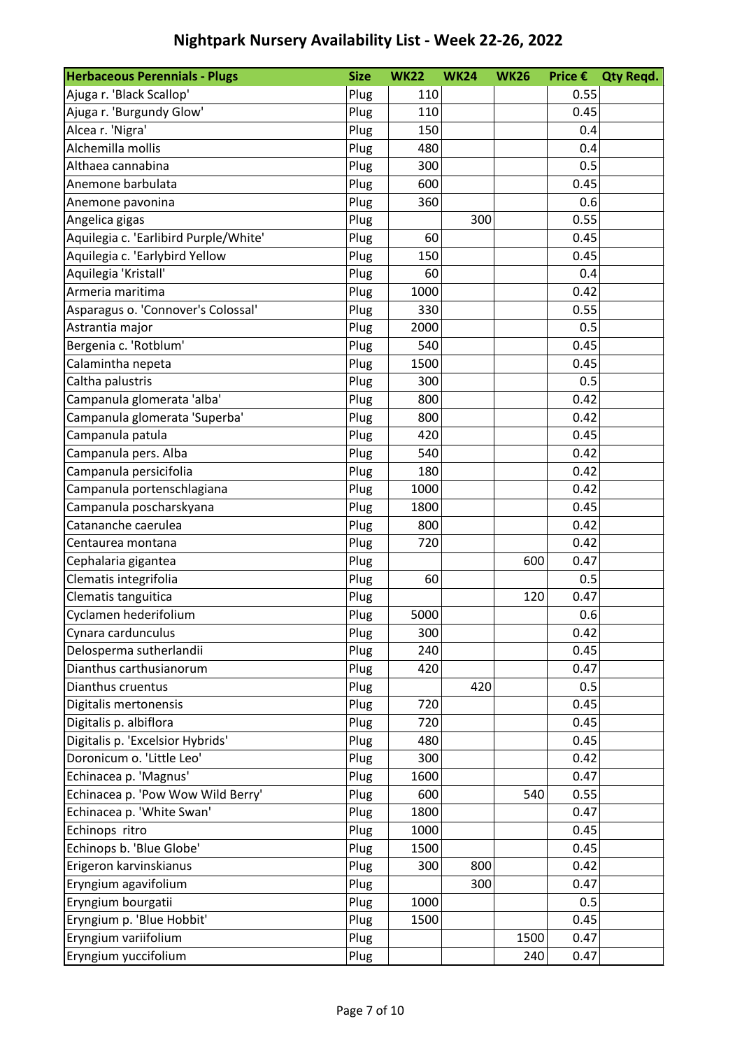# Nightpark Nursery Availability List - Week 22-26, 2022

| Herbaceous Perennials - Plugs | Size | WK22 | WK24 | WK26 | Price € | Qty Reqd. |
|---|---|---|---|---|---|---|
| Ajuga r. 'Black Scallop' | Plug | 110 | | | 0.55 | |
| Ajuga r. 'Burgundy Glow' | Plug | 110 | | | 0.45 | |
| Alcea r. 'Nigra' | Plug | 150 | | | 0.4 | |
| Alchemilla mollis | Plug | 480 | | | 0.4 | |
| Althaea cannabina | Plug | 300 | | | 0.5 | |
| Anemone barbulata | Plug | 600 | | | 0.45 | |
| Anemone pavonina | Plug | 360 | | | 0.6 | |
| Angelica gigas | Plug | | 300 | | 0.55 | |
| Aquilegia c. 'Earlibird Purple/White' | Plug | 60 | | | 0.45 | |
| Aquilegia c. 'Earlybird Yellow | Plug | 150 | | | 0.45 | |
| Aquilegia 'Kristall' | Plug | 60 | | | 0.4 | |
| Armeria maritima | Plug | 1000 | | | 0.42 | |
| Asparagus o. 'Connover's Colossal' | Plug | 330 | | | 0.55 | |
| Astrantia major | Plug | 2000 | | | 0.5 | |
| Bergenia c. 'Rotblum' | Plug | 540 | | | 0.45 | |
| Calamintha nepeta | Plug | 1500 | | | 0.45 | |
| Caltha palustris | Plug | 300 | | | 0.5 | |
| Campanula glomerata 'alba' | Plug | 800 | | | 0.42 | |
| Campanula glomerata 'Superba' | Plug | 800 | | | 0.42 | |
| Campanula patula | Plug | 420 | | | 0.45 | |
| Campanula pers. Alba | Plug | 540 | | | 0.42 | |
| Campanula persicifolia | Plug | 180 | | | 0.42 | |
| Campanula portenschlagiana | Plug | 1000 | | | 0.42 | |
| Campanula poscharskyana | Plug | 1800 | | | 0.45 | |
| Catananche caerulea | Plug | 800 | | | 0.42 | |
| Centaurea montana | Plug | 720 | | | 0.42 | |
| Cephalaria gigantea | Plug | | | 600 | 0.47 | |
| Clematis integrifolia | Plug | 60 | | | 0.5 | |
| Clematis tanguitica | Plug | | | 120 | 0.47 | |
| Cyclamen hederifolium | Plug | 5000 | | | 0.6 | |
| Cynara cardunculus | Plug | 300 | | | 0.42 | |
| Delosperma sutherlandii | Plug | 240 | | | 0.45 | |
| Dianthus carthusianorum | Plug | 420 | | | 0.47 | |
| Dianthus cruentus | Plug | | 420 | | 0.5 | |
| Digitalis mertonensis | Plug | 720 | | | 0.45 | |
| Digitalis p. albiflora | Plug | 720 | | | 0.45 | |
| Digitalis p. 'Excelsior Hybrids' | Plug | 480 | | | 0.45 | |
| Doronicum o. 'Little Leo' | Plug | 300 | | | 0.42 | |
| Echinacea p. 'Magnus' | Plug | 1600 | | | 0.47 | |
| Echinacea p. 'Pow Wow Wild Berry' | Plug | 600 | | 540 | 0.55 | |
| Echinacea p. 'White Swan' | Plug | 1800 | | | 0.47 | |
| Echinops ritro | Plug | 1000 | | | 0.45 | |
| Echinops b. 'Blue Globe' | Plug | 1500 | | | 0.45 | |
| Erigeron karvinskianus | Plug | 300 | 800 | | 0.42 | |
| Eryngium agavifolium | Plug | | 300 | | 0.47 | |
| Eryngium bourgatii | Plug | 1000 | | | 0.5 | |
| Eryngium p. 'Blue Hobbit' | Plug | 1500 | | | 0.45 | |
| Eryngium variifolium | Plug | | | 1500 | 0.47 | |
| Eryngium yuccifolium | Plug | | | 240 | 0.47 | |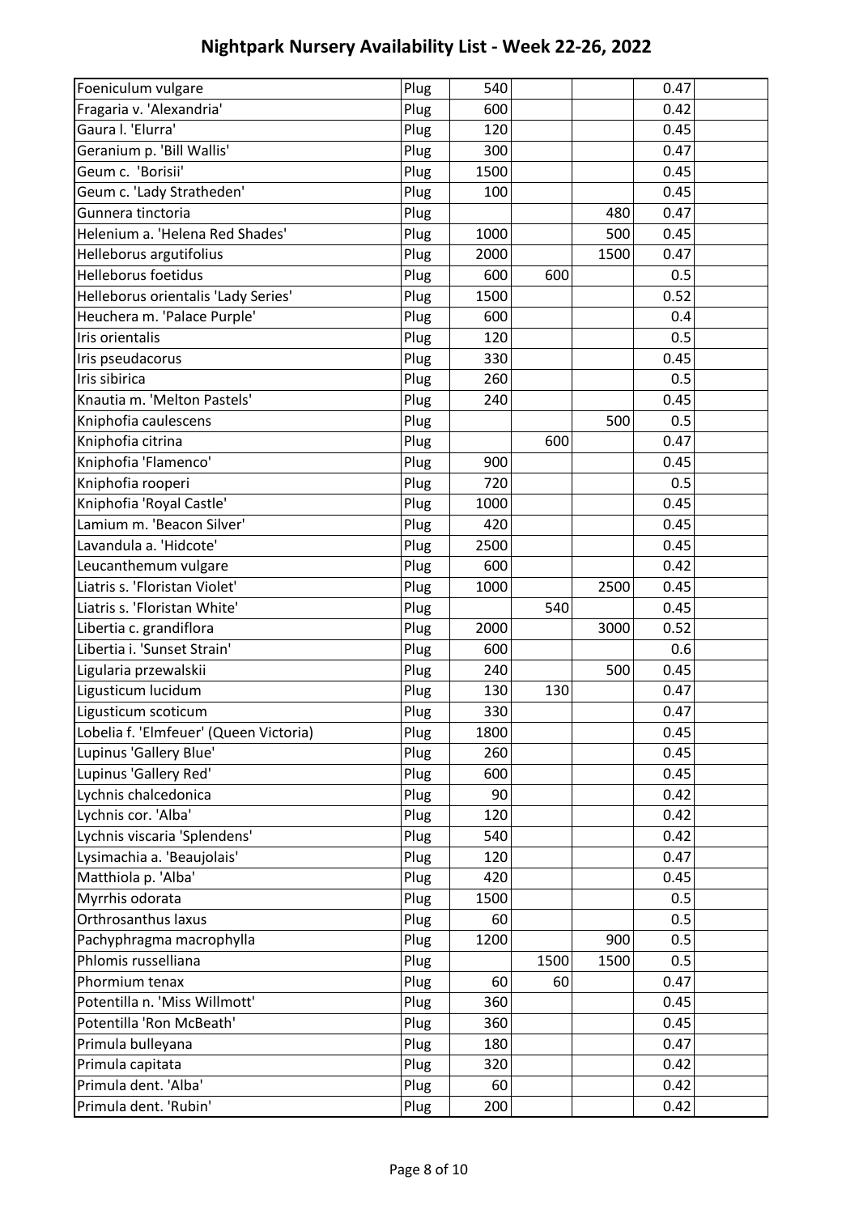# Nightpark Nursery Availability List - Week 22-26, 2022

| | | | | | | |
|---|---|---|---|---|---|---|
| Foeniculum vulgare | Plug | 540 | | | 0.47 | |
| Fragaria v. 'Alexandria' | Plug | 600 | | | 0.42 | |
| Gaura l. 'Elurra' | Plug | 120 | | | 0.45 | |
| Geranium p. 'Bill Wallis' | Plug | 300 | | | 0.47 | |
| Geum c. 'Borisii' | Plug | 1500 | | | 0.45 | |
| Geum c. 'Lady Stratheden' | Plug | 100 | | | 0.45 | |
| Gunnera tinctoria | Plug | | | 480 | 0.47 | |
| Helenium a. 'Helena Red Shades' | Plug | 1000 | | 500 | 0.45 | |
| Helleborus argutifolius | Plug | 2000 | | 1500 | 0.47 | |
| Helleborus foetidus | Plug | 600 | 600 | | 0.5 | |
| Helleborus orientalis 'Lady Series' | Plug | 1500 | | | 0.52 | |
| Heuchera m. 'Palace Purple' | Plug | 600 | | | 0.4 | |
| Iris orientalis | Plug | 120 | | | 0.5 | |
| Iris pseudacorus | Plug | 330 | | | 0.45 | |
| Iris sibirica | Plug | 260 | | | 0.5 | |
| Knautia m. 'Melton Pastels' | Plug | 240 | | | 0.45 | |
| Kniphofia caulescens | Plug | | | 500 | 0.5 | |
| Kniphofia citrina | Plug | | 600 | | 0.47 | |
| Kniphofia 'Flamenco' | Plug | 900 | | | 0.45 | |
| Kniphofia rooperi | Plug | 720 | | | 0.5 | |
| Kniphofia 'Royal Castle' | Plug | 1000 | | | 0.45 | |
| Lamium m. 'Beacon Silver' | Plug | 420 | | | 0.45 | |
| Lavandula a. 'Hidcote' | Plug | 2500 | | | 0.45 | |
| Leucanthemum vulgare | Plug | 600 | | | 0.42 | |
| Liatris s. 'Floristan Violet' | Plug | 1000 | | 2500 | 0.45 | |
| Liatris s. 'Floristan White' | Plug | | 540 | | 0.45 | |
| Libertia c. grandiflora | Plug | 2000 | | 3000 | 0.52 | |
| Libertia i. 'Sunset Strain' | Plug | 600 | | | 0.6 | |
| Ligularia przewalskii | Plug | 240 | | 500 | 0.45 | |
| Ligusticum lucidum | Plug | 130 | 130 | | 0.47 | |
| Ligusticum scoticum | Plug | 330 | | | 0.47 | |
| Lobelia f. 'Elmfeuer' (Queen Victoria) | Plug | 1800 | | | 0.45 | |
| Lupinus 'Gallery Blue' | Plug | 260 | | | 0.45 | |
| Lupinus 'Gallery Red' | Plug | 600 | | | 0.45 | |
| Lychnis chalcedonica | Plug | 90 | | | 0.42 | |
| Lychnis cor. 'Alba' | Plug | 120 | | | 0.42 | |
| Lychnis viscaria 'Splendens' | Plug | 540 | | | 0.42 | |
| Lysimachia a. 'Beaujolais' | Plug | 120 | | | 0.47 | |
| Matthiola p. 'Alba' | Plug | 420 | | | 0.45 | |
| Myrrhis odorata | Plug | 1500 | | | 0.5 | |
| Orthrosanthus laxus | Plug | 60 | | | 0.5 | |
| Pachyphragma macrophylla | Plug | 1200 | | 900 | 0.5 | |
| Phlomis russelliana | Plug | | 1500 | 1500 | 0.5 | |
| Phormium tenax | Plug | 60 | 60 | | 0.47 | |
| Potentilla n. 'Miss Willmott' | Plug | 360 | | | 0.45 | |
| Potentilla 'Ron McBeath' | Plug | 360 | | | 0.45 | |
| Primula bulleyana | Plug | 180 | | | 0.47 | |
| Primula capitata | Plug | 320 | | | 0.42 | |
| Primula dent. 'Alba' | Plug | 60 | | | 0.42 | |
| Primula dent. 'Rubin' | Plug | 200 | | | 0.42 | |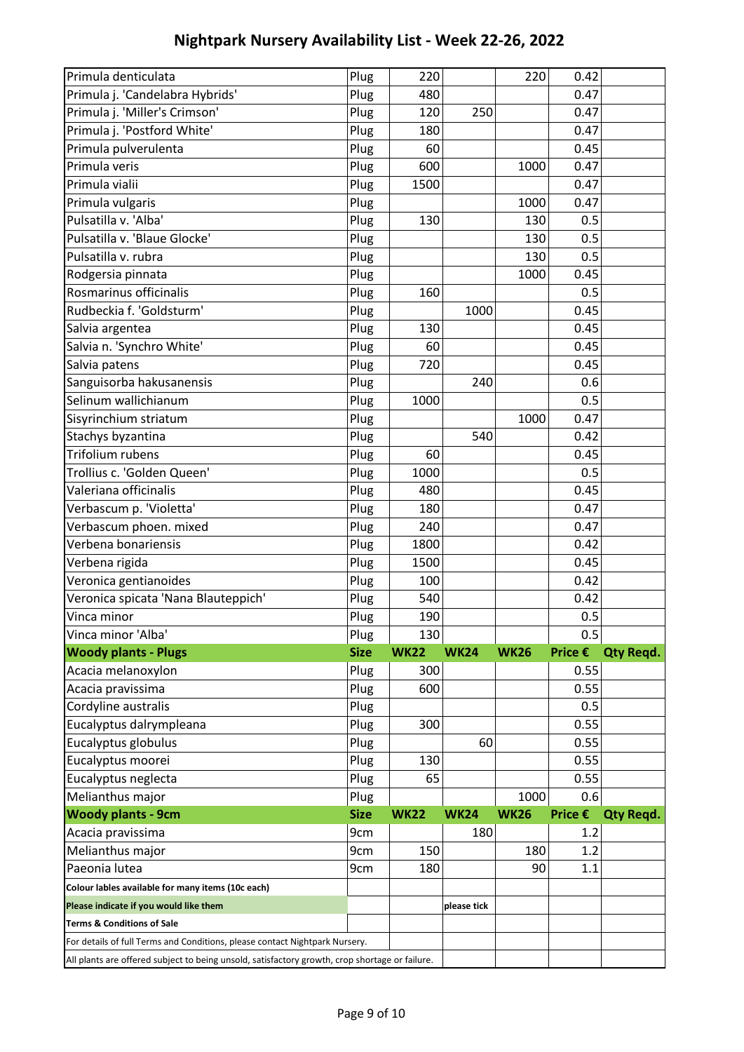# Nightpark Nursery Availability List - Week 22-26, 2022

| | | | | | | |
|---|---|---|---|---|---|---|
| Primula denticulata | Plug | 220 | | 220 | 0.42 | |
| Primula j. 'Candelabra Hybrids' | Plug | 480 | | | 0.47 | |
| Primula j. 'Miller's Crimson' | Plug | 120 | 250 | | 0.47 | |
| Primula j. 'Postford White' | Plug | 180 | | | 0.47 | |
| Primula pulverulenta | Plug | 60 | | | 0.45 | |
| Primula veris | Plug | 600 | | 1000 | 0.47 | |
| Primula vialii | Plug | 1500 | | | 0.47 | |
| Primula vulgaris | Plug | | | 1000 | 0.47 | |
| Pulsatilla v. 'Alba' | Plug | 130 | | 130 | 0.5 | |
| Pulsatilla v. 'Blaue Glocke' | Plug | | | 130 | 0.5 | |
| Pulsatilla v. rubra | Plug | | | 130 | 0.5 | |
| Rodgersia pinnata | Plug | | | 1000 | 0.45 | |
| Rosmarinus officinalis | Plug | 160 | | | 0.5 | |
| Rudbeckia f. 'Goldsturm' | Plug | | 1000 | | 0.45 | |
| Salvia argentea | Plug | 130 | | | 0.45 | |
| Salvia n. 'Synchro White' | Plug | 60 | | | 0.45 | |
| Salvia patens | Plug | 720 | | | 0.45 | |
| Sanguisorba hakusanensis | Plug | | 240 | | 0.6 | |
| Selinum wallichianum | Plug | 1000 | | | 0.5 | |
| Sisyrinchium striatum | Plug | | | 1000 | 0.47 | |
| Stachys byzantina | Plug | | 540 | | 0.42 | |
| Trifolium rubens | Plug | 60 | | | 0.45 | |
| Trollius c. 'Golden Queen' | Plug | 1000 | | | 0.5 | |
| Valeriana officinalis | Plug | 480 | | | 0.45 | |
| Verbascum p. 'Violetta' | Plug | 180 | | | 0.47 | |
| Verbascum phoen. mixed | Plug | 240 | | | 0.47 | |
| Verbena bonariensis | Plug | 1800 | | | 0.42 | |
| Verbena rigida | Plug | 1500 | | | 0.45 | |
| Veronica gentianoides | Plug | 100 | | | 0.42 | |
| Veronica spicata 'Nana Blauteppich' | Plug | 540 | | | 0.42 | |
| Vinca minor | Plug | 190 | | | 0.5 | |
| Vinca minor 'Alba' | Plug | 130 | | | 0.5 | |
| **Woody plants - Plugs** | **Size** | **WK22** | **WK24** | **WK26** | **Price €** | **Qty Reqd.** |
| Acacia melanoxylon | Plug | 300 | | | 0.55 | |
| Acacia pravissima | Plug | 600 | | | 0.55 | |
| Cordyline australis | Plug | | | | 0.5 | |
| Eucalyptus dalrympleana | Plug | 300 | | | 0.55 | |
| Eucalyptus globulus | Plug | | 60 | | 0.55 | |
| Eucalyptus moorei | Plug | 130 | | | 0.55 | |
| Eucalyptus neglecta | Plug | 65 | | | 0.55 | |
| Melianthus major | Plug | | | 1000 | 0.6 | |
| **Woody plants - 9cm** | **Size** | **WK22** | **WK24** | **WK26** | **Price €** | **Qty Reqd.** |
| Acacia pravissima | 9cm | | 180 | | 1.2 | |
| Melianthus major | 9cm | 150 | | 180 | 1.2 | |
| Paeonia lutea | 9cm | 180 | | 90 | 1.1 | |
| **Colour lables available for many items (10c each)** | | | | | | |
| **Please indicate if you would like them** | | | please tick | | | |
| **Terms & Conditions of Sale** | | | | | | |
| For details of full Terms and Conditions, please contact Nightpark Nursery. | | | | | | |
| All plants are offered subject to being unsold, satisfactory growth, crop shortage or failure. | | | | | | |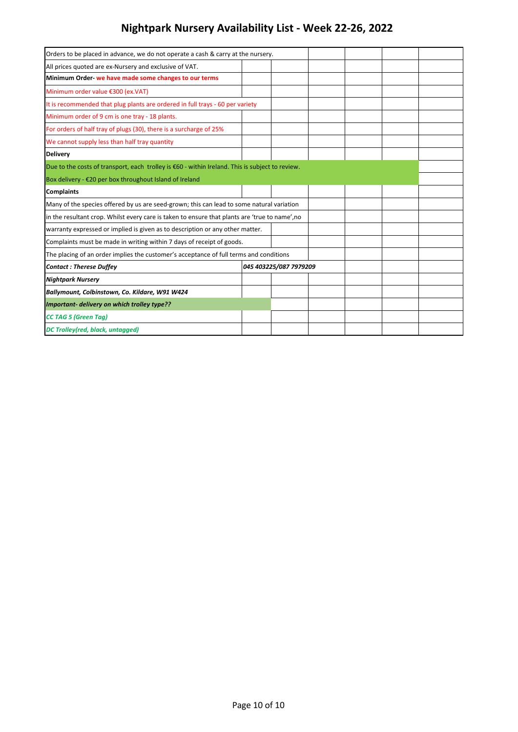# Nightpark Nursery Availability List - Week 22-26, 2022

| | |
|---|---|
| Orders to be placed in advance, we do not operate a cash & carry at the nursery. | |
| All prices quoted are ex-Nursery and exclusive of VAT. | |
| **Minimum Order- we have made some changes to our terms** | |
| Minimum order value €300 (ex.VAT) | |
| It is recommended that plug plants are ordered in full trays - 60 per variety | |
| Minimum order of 9 cm is one tray - 18 plants. | |
| For orders of half tray of plugs (30), there is a surcharge of 25% | |
| We cannot supply less than half tray quantity | |
| **Delivery** | |
| Due to the costs of transport, each trolley is €60 - within Ireland. This is subject to review. | |
| Box delivery - €20 per box throughout Island of Ireland | |
| **Complaints** | |
| Many of the species offered by us are seed-grown; this can lead to some natural variation | |
| in the resultant crop. Whilst every care is taken to ensure that plants are 'true to name',no | |
| warranty expressed or implied is given as to description or any other matter. | |
| Complaints must be made in writing within 7 days of receipt of goods. | |
| The placing of an order implies the customer's acceptance of full terms and conditions | |
| ***Contact : Therese Duffey*** | ***045 403225/087 7979209*** |
| ***Nightpark Nursery*** | |
| ***Ballymount, Colbinstown, Co. Kildare, W91 W424*** | |
| ***Important- delivery on which trolley type??*** | |
| ***CC TAG 5 (Green Tag)*** | |
| ***DC Trolley(red, black, untagged)*** | |